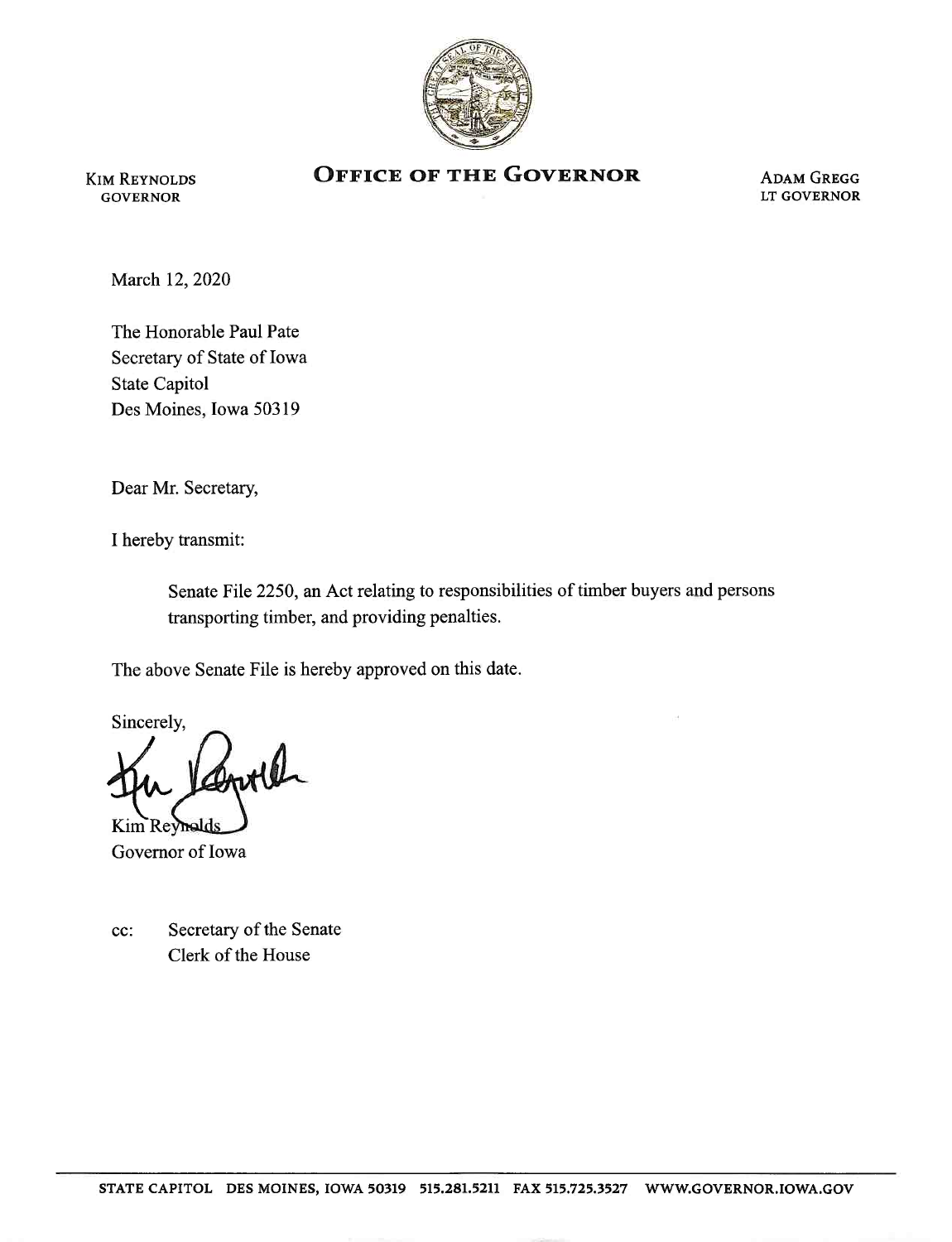KIM REYNOLDS
GOVERNOR

# OFFICE OF THE GOVERNOR

ADAM GREGG
LT GOVERNOR

March 12, 2020

The Honorable Paul Pate
Secretary of State of Iowa
State Capitol
Des Moines, Iowa 50319

Dear Mr. Secretary,

I hereby transmit:

> Senate File 2250, an Act relating to responsibilities of timber buyers and persons transporting timber, and providing penalties.

The above Senate File is hereby approved on this date.

Sincerely,

Kim Reynolds
Governor of Iowa

cc: Secretary of the Senate
Clerk of the House

STATE CAPITOL DES MOINES, IOWA 50319 515.281.5211 FAX 515.725.3527 WWW.GOVERNOR.IOWA.GOV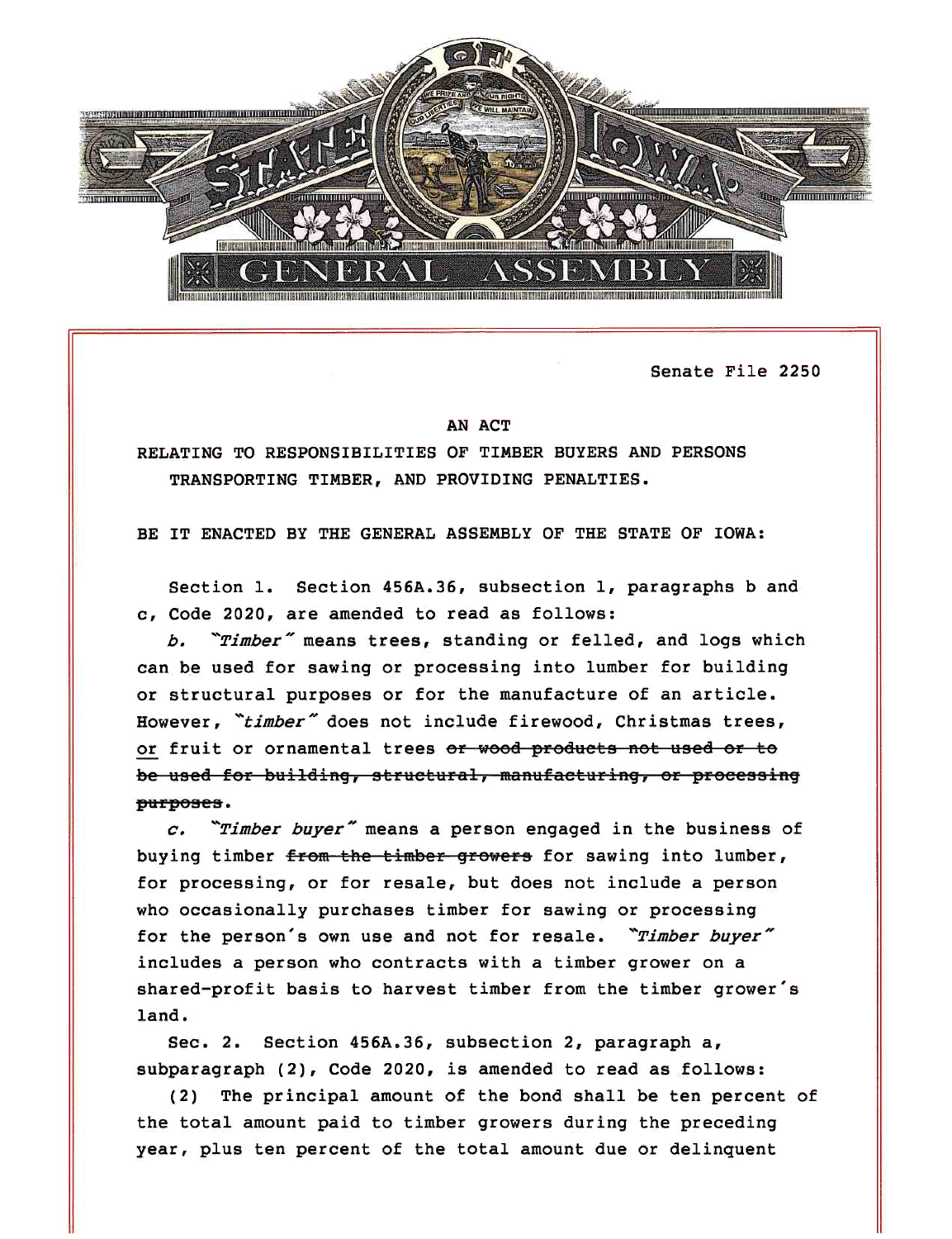Senate File 2250

AN ACT

RELATING TO RESPONSIBILITIES OF TIMBER BUYERS AND PERSONS TRANSPORTING TIMBER, AND PROVIDING PENALTIES.

BE IT ENACTED BY THE GENERAL ASSEMBLY OF THE STATE OF IOWA:

Section 1. Section 456A.36, subsection 1, paragraphs b and c, Code 2020, are amended to read as follows:

*b.* *"Timber"* means trees, standing or felled, and logs which can be used for sawing or processing into lumber for building or structural purposes or for the manufacture of an article. However, *"timber"* does not include firewood, Christmas trees, <u>or</u> fruit or ornamental trees ~~or wood products not used or to be used for building, structural, manufacturing, or processing purposes~~.

*c.* *"Timber buyer"* means a person engaged in the business of buying timber ~~from the timber growers~~ for sawing into lumber, for processing, or for resale, but does not include a person who occasionally purchases timber for sawing or processing for the person's own use and not for resale. *"Timber buyer"* includes a person who contracts with a timber grower on a shared-profit basis to harvest timber from the timber grower's land.

Sec. 2. Section 456A.36, subsection 2, paragraph a, subparagraph (2), Code 2020, is amended to read as follows:

(2) The principal amount of the bond shall be ten percent of the total amount paid to timber growers during the preceding year, plus ten percent of the total amount due or delinquent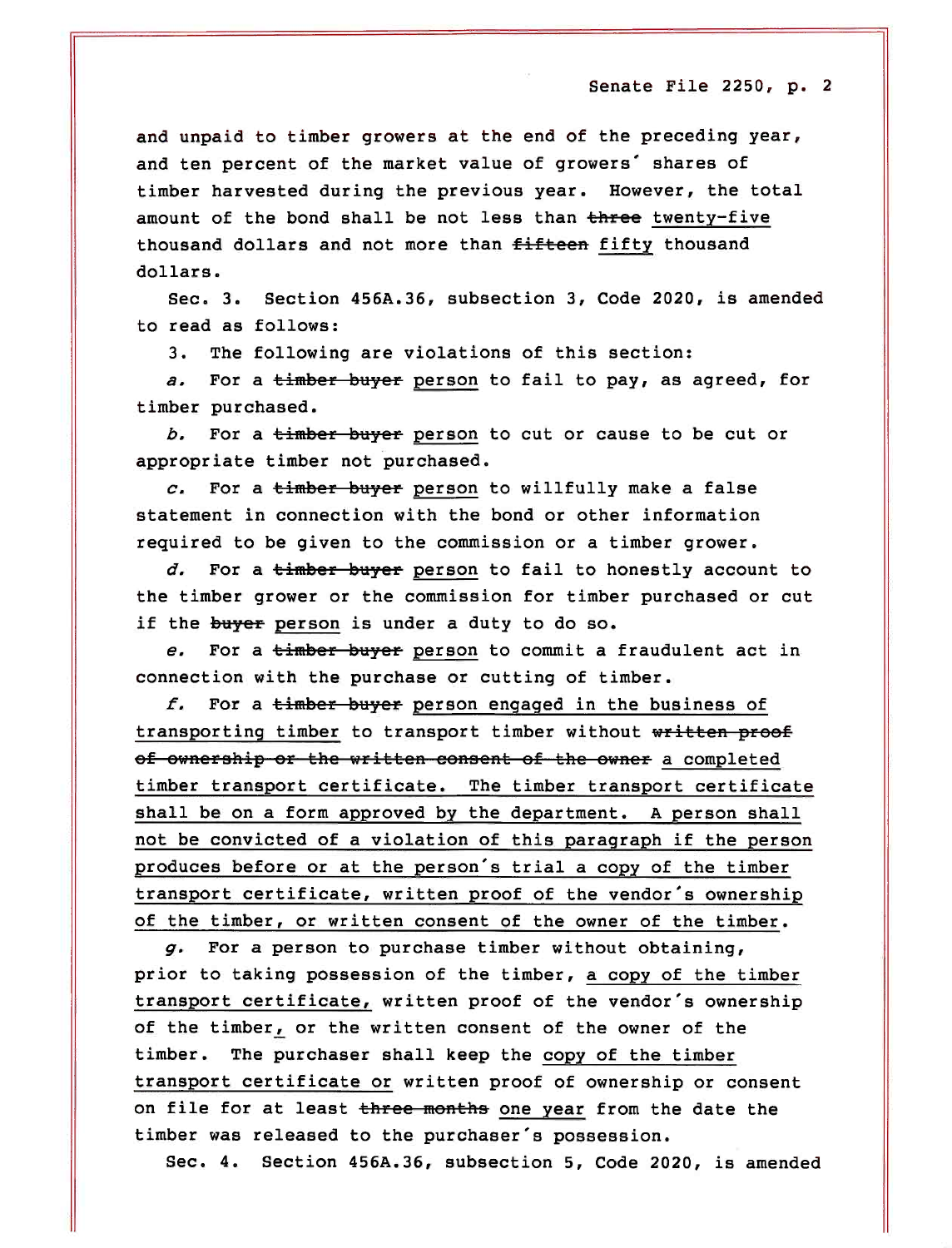and unpaid to timber growers at the end of the preceding year, and ten percent of the market value of growers' shares of timber harvested during the previous year. However, the total amount of the bond shall be not less than ~~three~~ <u>twenty-five</u> thousand dollars and not more than ~~fifteen~~ <u>fifty</u> thousand dollars.

Sec. 3. Section 456A.36, subsection 3, Code 2020, is amended to read as follows:

3. The following are violations of this section:

*a.* For a ~~timber buyer~~ <u>person</u> to fail to pay, as agreed, for timber purchased.

*b.* For a ~~timber buyer~~ <u>person</u> to cut or cause to be cut or appropriate timber not purchased.

*c.* For a ~~timber buyer~~ <u>person</u> to willfully make a false statement in connection with the bond or other information required to be given to the commission or a timber grower.

*d.* For a ~~timber buyer~~ <u>person</u> to fail to honestly account to the timber grower or the commission for timber purchased or cut if the ~~buyer~~ <u>person</u> is under a duty to do so.

*e.* For a ~~timber buyer~~ <u>person</u> to commit a fraudulent act in connection with the purchase or cutting of timber.

*f.* For a ~~timber buyer~~ <u>person engaged in the business of transporting timber</u> to transport timber without ~~written proof of ownership or the written consent of the owner~~ <u>a completed timber transport certificate. The timber transport certificate shall be on a form approved by the department. A person shall not be convicted of a violation of this paragraph if the person produces before or at the person's trial a copy of the timber transport certificate, written proof of the vendor's ownership of the timber, or written consent of the owner of the timber</u>.

*g.* For a person to purchase timber without obtaining, prior to taking possession of the timber, <u>a copy of the timber transport certificate,</u> written proof of the vendor's ownership of the timber<u>,</u> or the written consent of the owner of the timber. The purchaser shall keep the <u>copy of the timber transport certificate or</u> written proof of ownership or consent on file for at least ~~three months~~ <u>one year</u> from the date the timber was released to the purchaser's possession.

Sec. 4. Section 456A.36, subsection 5, Code 2020, is amended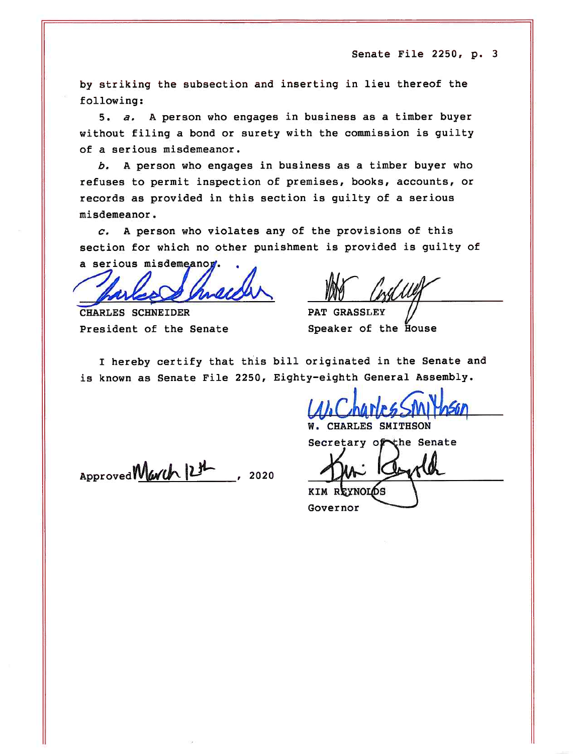by striking the subsection and inserting in lieu thereof the following:

5. *a.* A person who engages in business as a timber buyer without filing a bond or surety with the commission is guilty of a serious misdemeanor.

*b.* A person who engages in business as a timber buyer who refuses to permit inspection of premises, books, accounts, or records as provided in this section is guilty of a serious misdemeanor.

*c.* A person who violates any of the provisions of this section for which no other punishment is provided is guilty of a serious misdemeanor.

| | |
|---|---|
| CHARLES SCHNEIDER | PAT GRASSLEY |
| President of the Senate | Speaker of the House |

I hereby certify that this bill originated in the Senate and is known as Senate File 2250, Eighty-eighth General Assembly.

W. CHARLES SMITHSON
Secretary of the Senate

Approved March 12th, 2020

KIM REYNOLDS
Governor